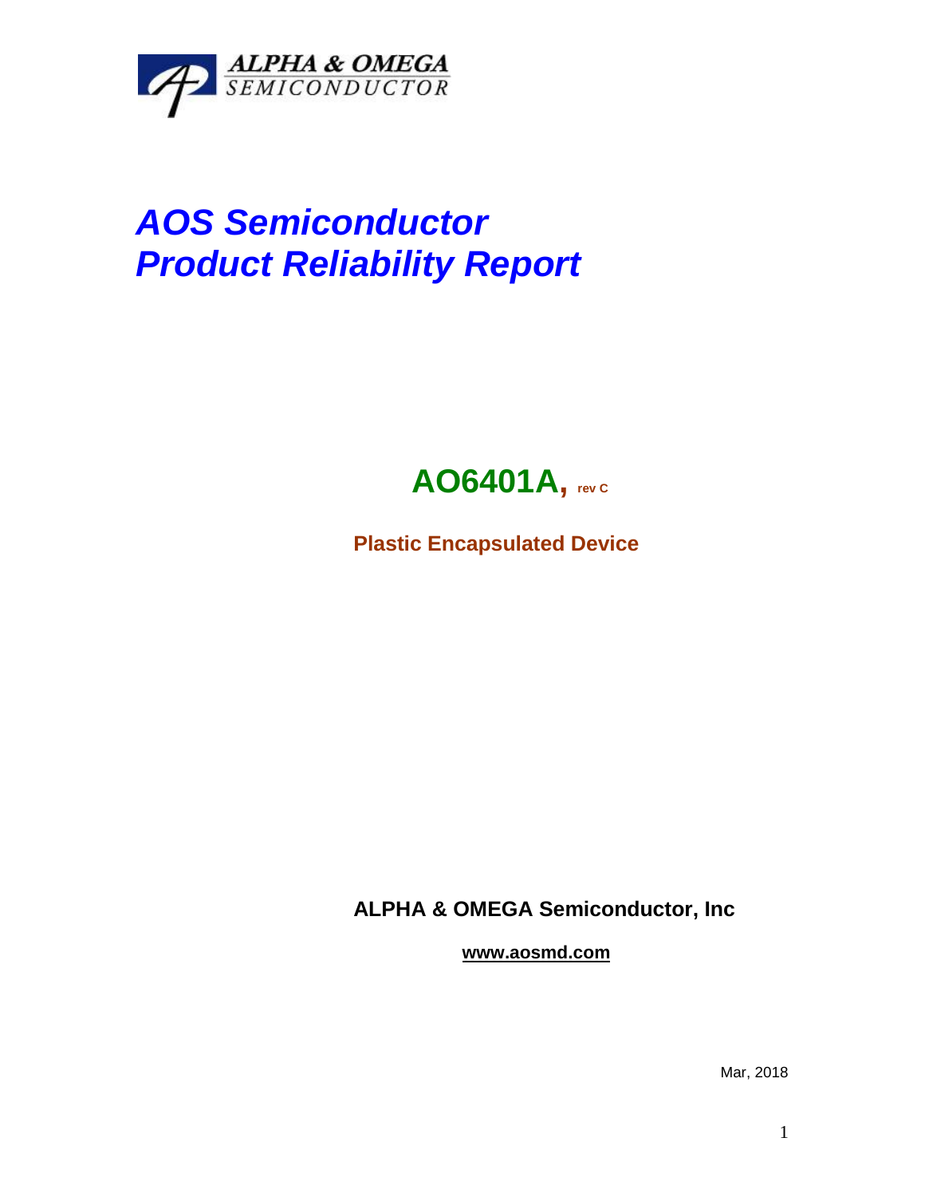ALPHA & OMEGA SEMICONDUCTOR

# *AOS Semiconductor Product Reliability Report*

## AO6401A, rev C

**Plastic Encapsulated Device**

**ALPHA & OMEGA Semiconductor, Inc**

**www.aosmd.com**

Mar, 2018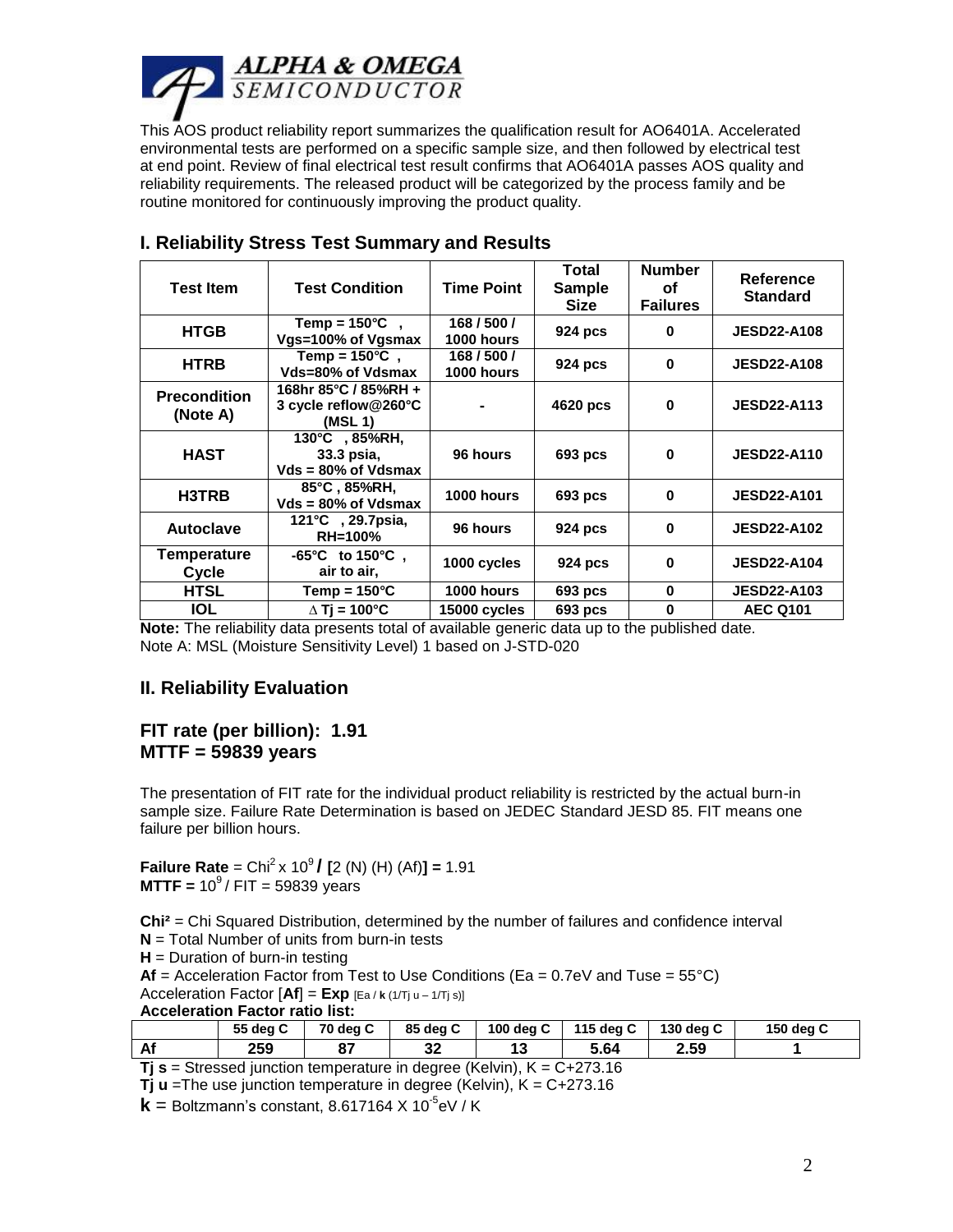ALPHA & OMEGA SEMICONDUCTOR

This AOS product reliability report summarizes the qualification result for AO6401A. Accelerated environmental tests are performed on a specific sample size, and then followed by electrical test at end point. Review of final electrical test result confirms that AO6401A passes AOS quality and reliability requirements. The released product will be categorized by the process family and be routine monitored for continuously improving the product quality.

## I. Reliability Stress Test Summary and Results

| Test Item | Test Condition | Time Point | Total Sample Size | Number of Failures | Reference Standard |
|---|---|---|---|---|---|
| HTGB | Temp = 150°C , Vgs=100% of Vgsmax | 168 / 500 / 1000 hours | 924 pcs | 0 | JESD22-A108 |
| HTRB | Temp = 150°C , Vds=80% of Vdsmax | 168 / 500 / 1000 hours | 924 pcs | 0 | JESD22-A108 |
| Precondition (Note A) | 168hr 85°C / 85%RH + 3 cycle reflow@260°C (MSL 1) | - | 4620 pcs | 0 | JESD22-A113 |
| HAST | 130°C , 85%RH, 33.3 psia, Vds = 80% of Vdsmax | 96 hours | 693 pcs | 0 | JESD22-A110 |
| H3TRB | 85°C , 85%RH, Vds = 80% of Vdsmax | 1000 hours | 693 pcs | 0 | JESD22-A101 |
| Autoclave | 121°C , 29.7psia, RH=100% | 96 hours | 924 pcs | 0 | JESD22-A102 |
| Temperature Cycle | -65°C to 150°C , air to air, | 1000 cycles | 924 pcs | 0 | JESD22-A104 |
| HTSL | Temp = 150°C | 1000 hours | 693 pcs | 0 | JESD22-A103 |
| IOL | $\Delta$ Tj = 100°C | 15000 cycles | 693 pcs | 0 | AEC Q101 |

**Note:** The reliability data presents total of available generic data up to the published date.
Note A: MSL (Moisture Sensitivity Level) 1 based on J-STD-020

## II. Reliability Evaluation

### FIT rate (per billion): 1.91
### MTTF = 59839 years

The presentation of FIT rate for the individual product reliability is restricted by the actual burn-in sample size. Failure Rate Determination is based on JEDEC Standard JESD 85. FIT means one failure per billion hours.

**Failure Rate** = $\text{Chi}^2 \times 10^9$ **/ [**2 (N) (H) (Af)**] =** 1.91
**MTTF =** $10^9$ / FIT = 59839 years

**Chi²** = Chi Squared Distribution, determined by the number of failures and confidence interval
**N** = Total Number of units from burn-in tests
**H** = Duration of burn-in testing
**Af** = Acceleration Factor from Test to Use Conditions (Ea = 0.7eV and Tuse = 55°C)
Acceleration Factor [**Af**] = **Exp** [Ea / **k** (1/Tj u – 1/Tj s)]
**Acceleration Factor ratio list:**

| | 55 deg C | 70 deg C | 85 deg C | 100 deg C | 115 deg C | 130 deg C | 150 deg C |
|---|---|---|---|---|---|---|---|
| Af | 259 | 87 | 32 | 13 | 5.64 | 2.59 | 1 |

**Tj s** = Stressed junction temperature in degree (Kelvin), K = C+273.16
**Tj u** =The use junction temperature in degree (Kelvin), K = C+273.16
**k** = Boltzmann's constant, 8.617164 X $10^{-5}$eV / K